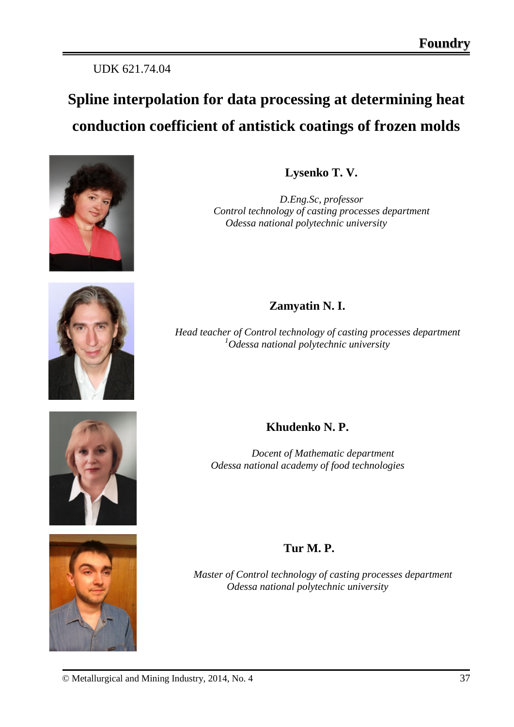UDK 621.74.04

# Spline interpolation for data processing at determining heat conduction coefficient of antistick coatings of frozen molds

**Lysenko T. V.**

*D.Eng.Sc, professor*
*Control technology of casting processes department*
*Odessa national polytechnic university*

**Zamyatin N. I.**

*Head teacher of Control technology of casting processes department*
*[1]Odessa national polytechnic university*

**Khudenko N. P.**

*Docent of Mathematic department*
*Odessa national academy of food technologies*

**Tur M. P.**

*Master of Control technology of casting processes department*
*Odessa national polytechnic university*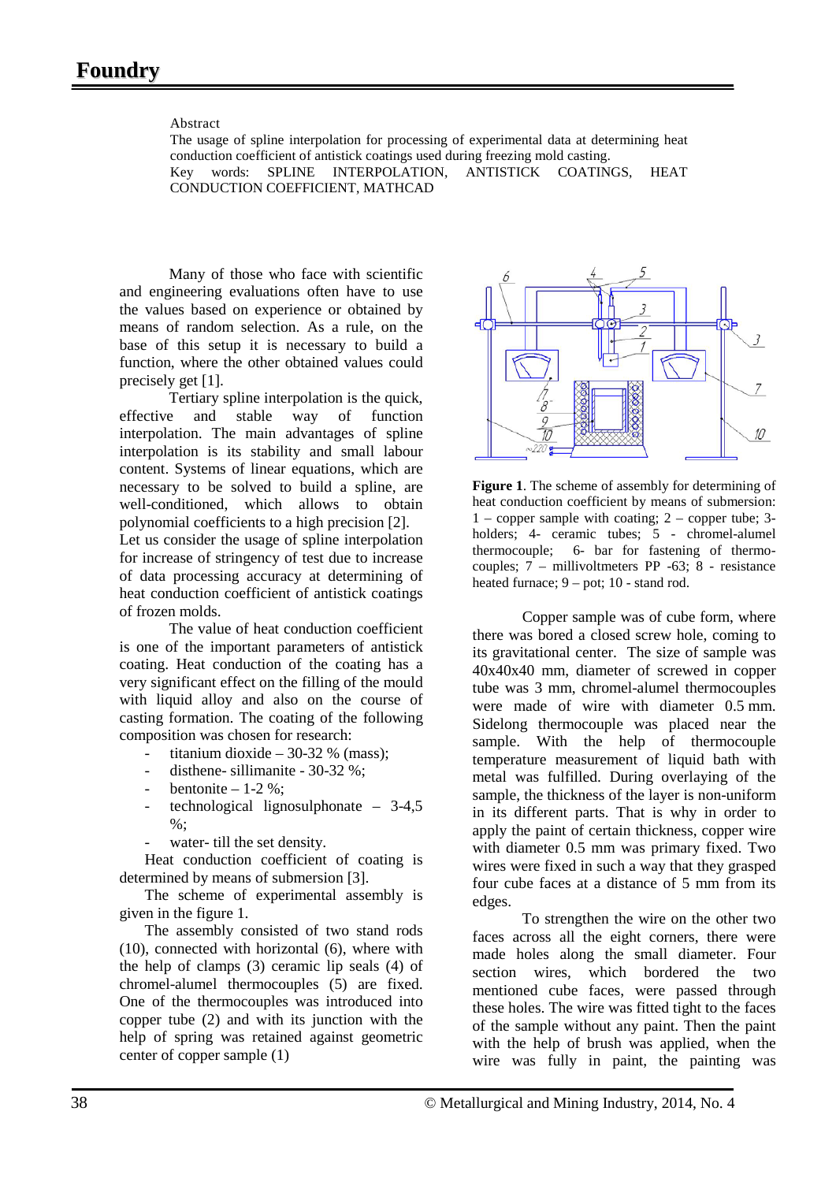Abstract

The usage of spline interpolation for processing of experimental data at determining heat conduction coefficient of antistick coatings used during freezing mold casting.

Key words: SPLINE INTERPOLATION, ANTISTICK COATINGS, HEAT CONDUCTION COEFFICIENT, MATHCAD

Many of those who face with scientific and engineering evaluations often have to use the values based on experience or obtained by means of random selection. As a rule, on the base of this setup it is necessary to build a function, where the other obtained values could precisely get [1].

Tertiary spline interpolation is the quick, effective and stable way of function interpolation. The main advantages of spline interpolation is its stability and small labour content. Systems of linear equations, which are necessary to be solved to build a spline, are well-conditioned, which allows to obtain polynomial coefficients to a high precision [2].

Let us consider the usage of spline interpolation for increase of stringency of test due to increase of data processing accuracy at determining of heat conduction coefficient of antistick coatings of frozen molds.

The value of heat conduction coefficient is one of the important parameters of antistick coating. Heat conduction of the coating has a very significant effect on the filling of the mould with liquid alloy and also on the course of casting formation. The coating of the following composition was chosen for research:

- titanium dioxide – 30-32 % (mass);
- disthene- sillimanite - 30-32 %;
- bentonite – 1-2 %;
- technological lignosulphonate – 3-4,5 %;
- water- till the set density.

Heat conduction coefficient of coating is determined by means of submersion [3].

The scheme of experimental assembly is given in the figure 1.

The assembly consisted of two stand rods (10), connected with horizontal (6), where with the help of clamps (3) ceramic lip seals (4) of chromel-alumel thermocouples (5) are fixed. One of the thermocouples was introduced into copper tube (2) and with its junction with the help of spring was retained against geometric center of copper sample (1)

**Figure 1**. The scheme of assembly for determining of heat conduction coefficient by means of submersion: 1 – copper sample with coating; 2 – copper tube; 3- holders; 4- ceramic tubes; 5 - chromel-alumel thermocouple; 6- bar for fastening of thermo-couples; 7 – millivoltmeters PP -63; 8 - resistance heated furnace; 9 – pot; 10 - stand rod.

Copper sample was of cube form, where there was bored a closed screw hole, coming to its gravitational center. The size of sample was 40x40x40 mm, diameter of screwed in copper tube was 3 mm, chromel-alumel thermocouples were made of wire with diameter 0.5 mm. Sidelong thermocouple was placed near the sample. With the help of thermocouple temperature measurement of liquid bath with metal was fulfilled. During overlaying of the sample, the thickness of the layer is non-uniform in its different parts. That is why in order to apply the paint of certain thickness, copper wire with diameter 0.5 mm was primary fixed. Two wires were fixed in such a way that they grasped four cube faces at a distance of 5 mm from its edges.

To strengthen the wire on the other two faces across all the eight corners, there were made holes along the small diameter. Four section wires, which bordered the two mentioned cube faces, were passed through these holes. The wire was fitted tight to the faces of the sample without any paint. Then the paint with the help of brush was applied, when the wire was fully in paint, the painting was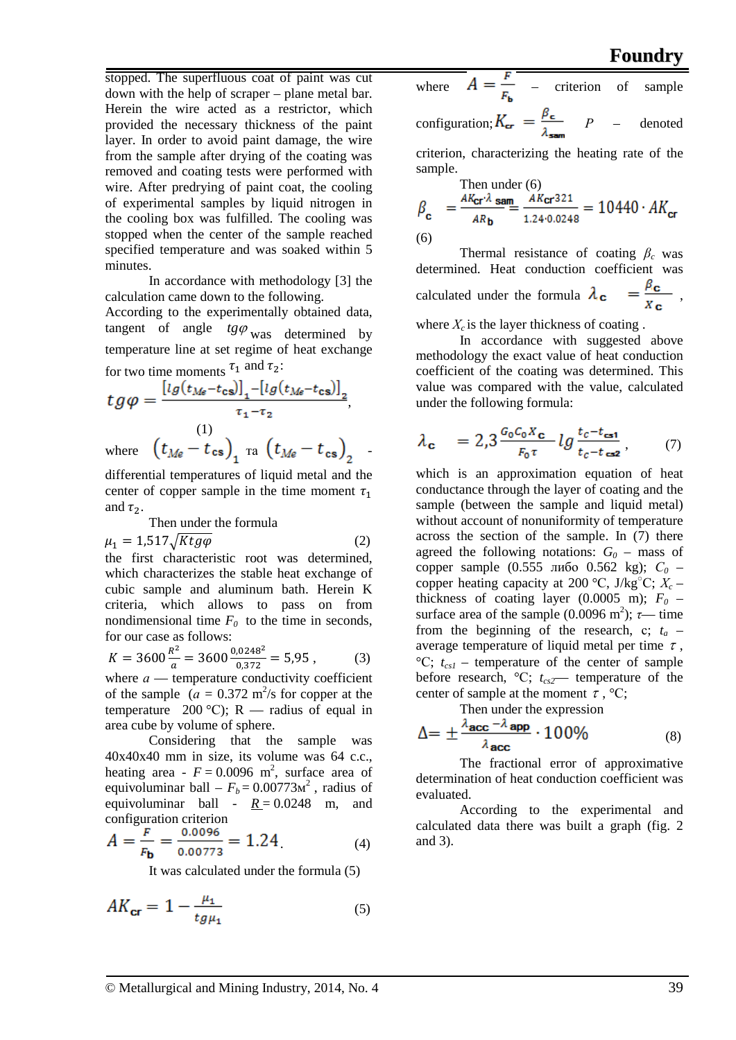stopped. The superfluous coat of paint was cut down with the help of scraper – plane metal bar. Herein the wire acted as a restrictor, which provided the necessary thickness of the paint layer. In order to avoid paint damage, the wire from the sample after drying of the coating was removed and coating tests were performed with wire. After predrying of paint coat, the cooling of experimental samples by liquid nitrogen in the cooling box was fulfilled. The cooling was stopped when the center of the sample reached specified temperature and was soaked within 5 minutes.

In accordance with methodology [3] the calculation came down to the following.

According to the experimentally obtained data, tangent of angle $tg\varphi$ was determined by temperature line at set regime of heat exchange for two time moments $\tau_1$ and $\tau_2$:

$$tg\varphi = \frac{[lg(t_{Me} - t_{cs})]_1 - [lg(t_{Me} - t_{cs})]_2}{\tau_1 - \tau_2}, \quad (1)$$

where $(t_{Me} - t_{cs})_1$ та $(t_{Me} - t_{cs})_2$ - differential temperatures of liquid metal and the center of copper sample in the time moment $\tau_1$ and $\tau_2$.

Then under the formula

$$\mu_1 = 1{,}517\sqrt{Ktg\varphi} \quad (2)$$

the first characteristic root was determined, which characterizes the stable heat exchange of cubic sample and aluminum bath. Herein K criteria, which allows to pass on from nondimensional time $F_0$ to the time in seconds, for our case as follows:

$$K = 3600\frac{R^2}{a} = 3600\frac{0{,}0248^2}{0{,}372} = 5{,}95\,, \quad (3)$$

where $a$ — temperature conductivity coefficient of the sample ($a$ = 0.372 m$^2$/s for copper at the temperature 200 °C); R — radius of equal in area cube by volume of sphere.

Considering that the sample was 40x40x40 mm in size, its volume was 64 c.c., heating area - $F$ = 0.0096 m$^2$, surface area of equivoluminar ball – $F_b$ = 0.00773м$^2$ , radius of equivoluminar ball - $\underline{R}$ = 0.0248 m, and configuration criterion

$$A = \frac{F}{F_b} = \frac{0.0096}{0.00773} = 1.24. \quad (4)$$

It was calculated under the formula (5)

$$AK_{cr} = 1 - \frac{\mu_1}{tg\mu_1} \quad (5)$$

where $A = \frac{F}{F_b}$ – criterion of sample configuration; $K_{cr} = \frac{\beta_c}{\lambda_{sam}}$ $P$ – denoted criterion, characterizing the heating rate of the sample.

Then under (6)

$$\beta_c = \frac{AK_{cr} \cdot \lambda_{sam}}{AR_b} = \frac{AK_{cr}321}{1.24 \cdot 0.0248} = 10440 \cdot AK_{cr} \quad (6)$$

Thermal resistance of coating $\beta_c$ was determined. Heat conduction coefficient was calculated under the formula $\lambda_c = \frac{\beta_c}{X_c}$ ,

where $X_c$ is the layer thickness of coating .

In accordance with suggested above methodology the exact value of heat conduction coefficient of the coating was determined. This value was compared with the value, calculated under the following formula:

$$\lambda_c = 2{,}3\frac{G_0 C_0 X_c}{F_0 \tau} lg\frac{t_c - t_{cs1}}{t_c - t_{cs2}}, \quad (7)$$

which is an approximation equation of heat conductance through the layer of coating and the sample (between the sample and liquid metal) without account of nonuniformity of temperature across the section of the sample. In (7) there agreed the following notations: $G_0$ – mass of copper sample (0.555 либо 0.562 kg); $C_0$ – copper heating capacity at 200 °C, J/kg°C; $X_c$ – thickness of coating layer (0.0005 m); $F_0$ – surface area of the sample (0.0096 m$^2$); $\tau$— time from the beginning of the research, c; $t_a$ – average temperature of liquid metal per time $\tau$ , °C; $t_{cs1}$ – temperature of the center of sample before research, °C; $t_{cs2}$— temperature of the center of sample at the moment $\tau$ , °C;

Then under the expression

$$\Delta = \pm\frac{\lambda_{acc} - \lambda_{app}}{\lambda_{acc}} \cdot 100\% \quad (8)$$

The fractional error of approximative determination of heat conduction coefficient was evaluated.

According to the experimental and calculated data there was built a graph (fig. 2 and 3).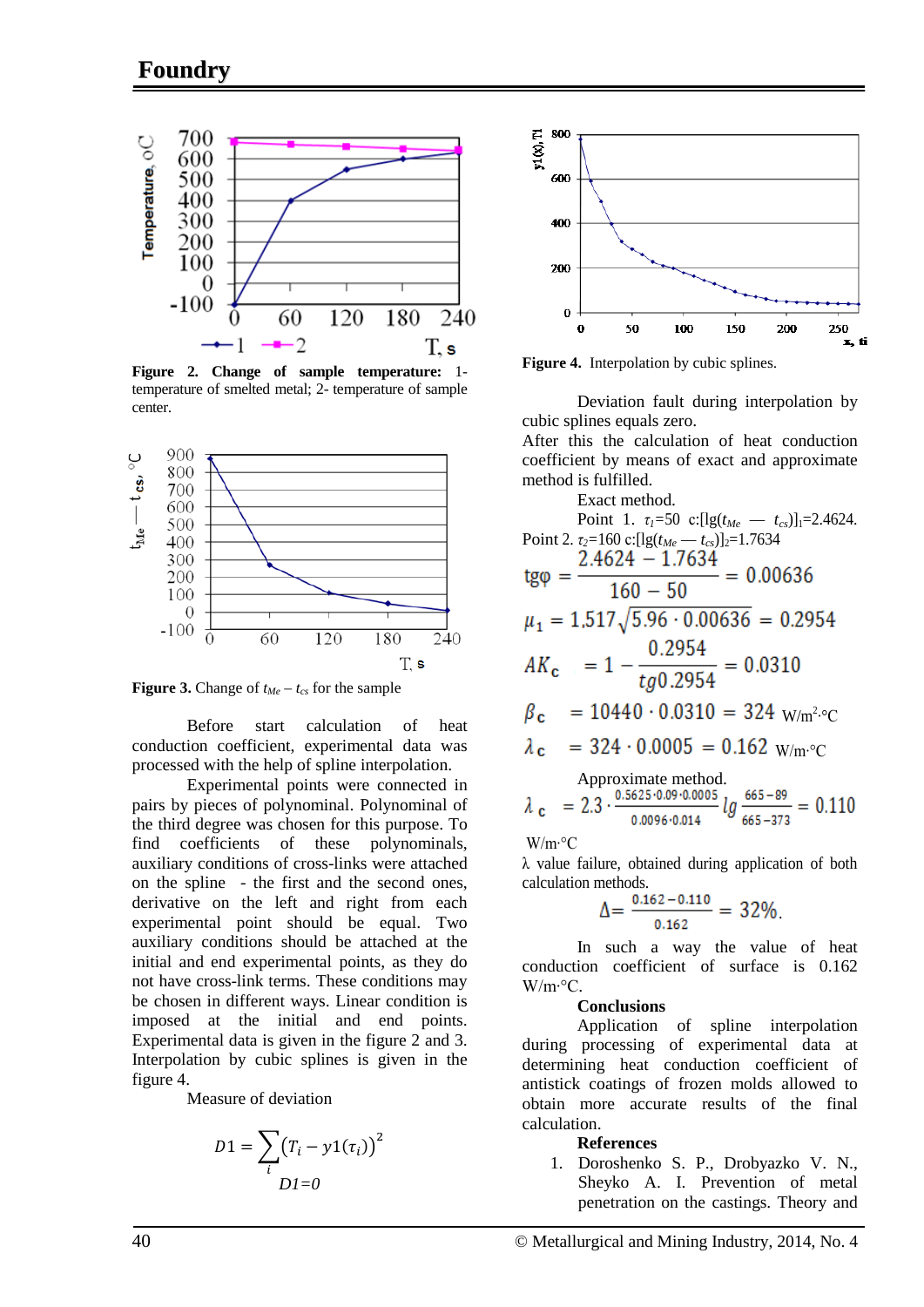Figure 2. Change of sample temperature: 1- temperature of smelted metal; 2- temperature of sample center.

Figure 3. Change of $t_{Me} - t_{cs}$ for the sample

Before start calculation of heat conduction coefficient, experimental data was processed with the help of spline interpolation.

Experimental points were connected in pairs by pieces of polynominal. Polynominal of the third degree was chosen for this purpose. To find coefficients of these polynominals, auxiliary conditions of cross-links were attached on the spline - the first and the second ones, derivative on the left and right from each experimental point should be equal. Two auxiliary conditions should be attached at the initial and end experimental points, as they do not have cross-link terms. These conditions may be chosen in different ways. Linear condition is imposed at the initial and end points. Experimental data is given in the figure 2 and 3. Interpolation by cubic splines is given in the figure 4.

Measure of deviation

$$D1 = \sum_i \left(T_i - y1(\tau_i)\right)^2$$

$$D1=0$$

Figure 4. Interpolation by cubic splines.

Deviation fault during interpolation by cubic splines equals zero.

After this the calculation of heat conduction coefficient by means of exact and approximate method is fulfilled.

Exact method.

Point 1. $\tau_1=50$ c:[lg($t_{Me}$ — $t_{cs}$)]$_1$=2.4624.

Point 2. $\tau_2=160$ c:[lg($t_{Me}$ — $t_{cs}$)]$_2$=1.7634

$$\text{tg}\varphi = \frac{2.4624 - 1.7634}{160 - 50} = 0.00636$$

$$\mu_1 = 1{,}517\sqrt{5.96 \cdot 0.00636} = 0.2954$$

$$AK_c = 1 - \frac{0.2954}{tg0.2954} = 0.0310$$

$$\beta_c = 10440 \cdot 0.0310 = 324 \text{ W/m}^2\cdot{}^\circ\text{C}$$

$$\lambda_c = 324 \cdot 0.0005 = 0.162 \text{ W/m}\cdot{}^\circ\text{C}$$

Approximate method.

$$\lambda_c = 2.3 \cdot \frac{0.5625 \cdot 0.09 \cdot 0.0005}{0.0096 \cdot 0.014} lg \frac{665-89}{665-373} = 0.110$$

W/m·°C

λ value failure, obtained during application of both calculation methods.

$$\Delta = \frac{0.162 - 0.110}{0.162} = 32\%.$$

In such a way the value of heat conduction coefficient of surface is 0.162 W/m·°C.

**Conclusions**

Application of spline interpolation during processing of experimental data at determining heat conduction coefficient of antistick coatings of frozen molds allowed to obtain more accurate results of the final calculation.

**References**

1. Doroshenko S. P., Drobyazko V. N., Sheyko A. I. Prevention of metal penetration on the castings. Theory and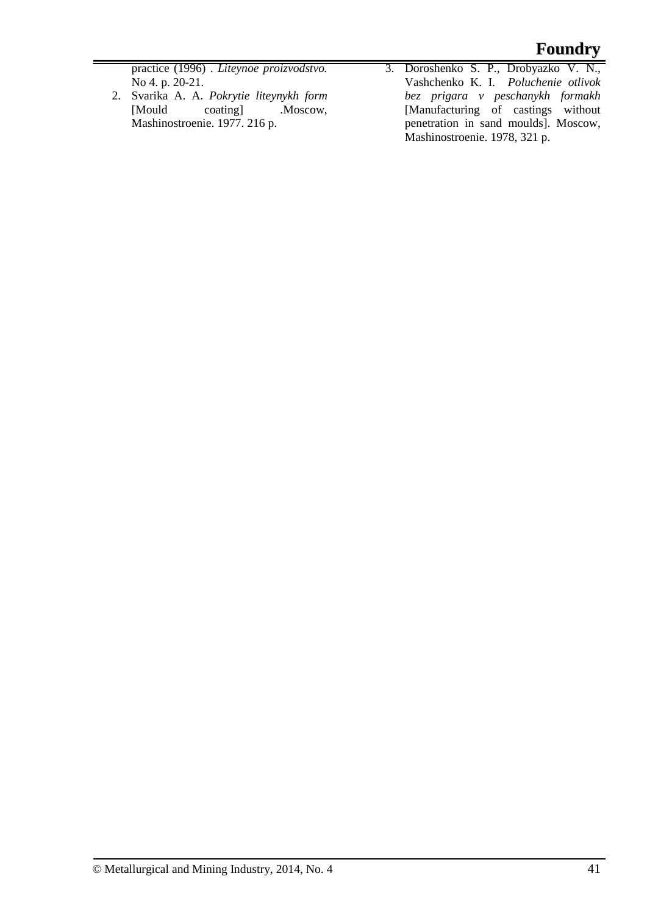practice (1996) . *Liteynoe proizvodstvo.* No 4. p. 20-21.

2. Svarika A. A. *Pokrytie liteynykh form* [Mould coating] .Moscow, Mashinostroenie. 1977. 216 p.
3. Doroshenko S. P., Drobyazko V. N., Vashchenko K. I. *Poluchenie otlivok bez prigara v peschanykh formakh* [Manufacturing of castings without penetration in sand moulds]. Moscow, Mashinostroenie. 1978, 321 p.